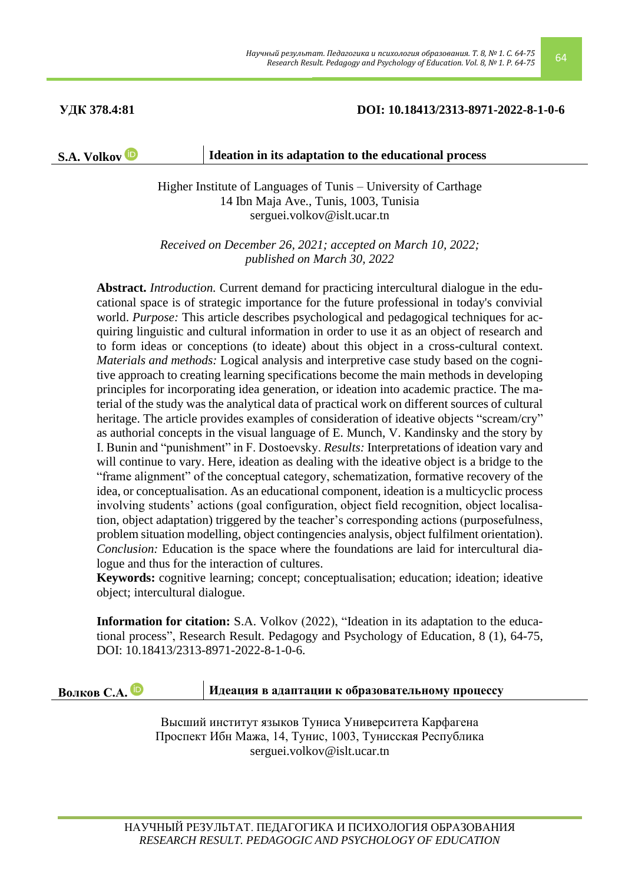**УДК 378.4:81** **DOI: 10.18413/2313-8971-2022-8-1-0-6**

**S.A. Volkov**

# Ideation in its adaptation to the educational process

Higher Institute of Languages of Tunis – University of Carthage
14 Ibn Maja Ave., Tunis, 1003, Tunisia
serguei.volkov@islt.ucar.tn

*Received on December 26, 2021; accepted on March 10, 2022; published on March 30, 2022*

**Abstract.** *Introduction.* Current demand for practicing intercultural dialogue in the educational space is of strategic importance for the future professional in today's convivial world. *Purpose:* This article describes psychological and pedagogical techniques for acquiring linguistic and cultural information in order to use it as an object of research and to form ideas or conceptions (to ideate) about this object in a cross-cultural context. *Materials and methods:* Logical analysis and interpretive case study based on the cognitive approach to creating learning specifications become the main methods in developing principles for incorporating idea generation, or ideation into academic practice. The material of the study was the analytical data of practical work on different sources of cultural heritage. The article provides examples of consideration of ideative objects "scream/cry" as authorial concepts in the visual language of E. Munch, V. Kandinsky and the story by I. Bunin and "punishment" in F. Dostoevsky. *Results:* Interpretations of ideation vary and will continue to vary. Here, ideation as dealing with the ideative object is a bridge to the "frame alignment" of the conceptual category, schematization, formative recovery of the idea, or conceptualisation. As an educational component, ideation is a multicyclic process involving students' actions (goal configuration, object field recognition, object localisation, object adaptation) triggered by the teacher's corresponding actions (purposefulness, problem situation modelling, object contingencies analysis, object fulfilment orientation). *Conclusion:* Education is the space where the foundations are laid for intercultural dialogue and thus for the interaction of cultures.

**Keywords:** cognitive learning; concept; conceptualisation; education; ideation; ideative object; intercultural dialogue.

**Information for citation:** S.A. Volkov (2022), "Ideation in its adaptation to the educational process", Research Result. Pedagogy and Psychology of Education, 8 (1), 64-75, DOI: 10.18413/2313-8971-2022-8-1-0-6.

**Волков С.А.**

# Идеация в адаптации к образовательному процессу

Высший институт языков Туниса Университета Карфагена
Проспект Ибн Мажа, 14, Тунис, 1003, Тунисская Республика
serguei.volkov@islt.ucar.tn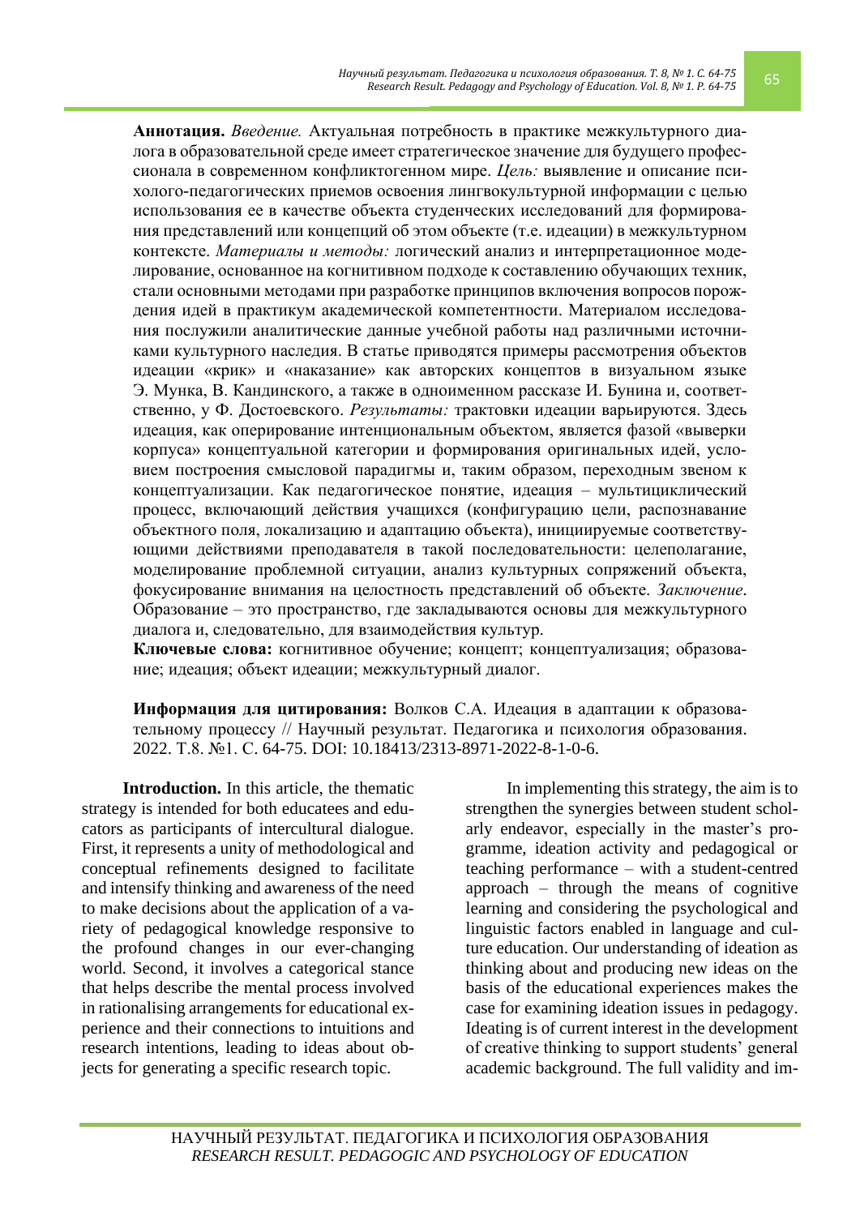**Аннотация.** *Введение.* Актуальная потребность в практике межкультурного диалога в образовательной среде имеет стратегическое значение для будущего профессионала в современном конфликтогенном мире. *Цель:* выявление и описание психолого-педагогических приемов освоения лингвокультурной информации с целью использования ее в качестве объекта студенческих исследований для формирования представлений или концепций об этом объекте (т.е. идеации) в межкультурном контексте. *Материалы и методы:* логический анализ и интерпретационное моделирование, основанное на когнитивном подходе к составлению обучающих техник, стали основными методами при разработке принципов включения вопросов порождения идей в практикум академической компетентности. Материалом исследования послужили аналитические данные учебной работы над различными источниками культурного наследия. В статье приводятся примеры рассмотрения объектов идеации «крик» и «наказание» как авторских концептов в визуальном языке Э. Мунка, В. Кандинского, а также в одноименном рассказе И. Бунина и, соответственно, у Ф. Достоевского. *Результаты:* трактовки идеации варьируются. Здесь идеация, как оперирование интенциональным объектом, является фазой «выверки корпуса» концептуальной категории и формирования оригинальных идей, условием построения смысловой парадигмы и, таким образом, переходным звеном к концептуализации. Как педагогическое понятие, идеация – мультициклический процесс, включающий действия учащихся (конфигурацию цели, распознавание объектного поля, локализацию и адаптацию объекта), инициируемые соответствующими действиями преподавателя в такой последовательности: целеполагание, моделирование проблемной ситуации, анализ культурных сопряжений объекта, фокусирование внимания на целостность представлений об объекте. *Заключение.* Образование – это пространство, где закладываются основы для межкультурного диалога и, следовательно, для взаимодействия культур.

**Ключевые слова:** когнитивное обучение; концепт; концептуализация; образование; идеация; объект идеации; межкультурный диалог.

**Информация для цитирования:** Волков С.А. Идеация в адаптации к образовательному процессу // Научный результат. Педагогика и психология образования. 2022. Т.8. №1. С. 64-75. DOI: 10.18413/2313-8971-2022-8-1-0-6.

**Introduction.** In this article, the thematic strategy is intended for both educatees and educators as participants of intercultural dialogue. First, it represents a unity of methodological and conceptual refinements designed to facilitate and intensify thinking and awareness of the need to make decisions about the application of a variety of pedagogical knowledge responsive to the profound changes in our ever-changing world. Second, it involves a categorical stance that helps describe the mental process involved in rationalising arrangements for educational experience and their connections to intuitions and research intentions, leading to ideas about objects for generating a specific research topic.

In implementing this strategy, the aim is to strengthen the synergies between student scholarly endeavor, especially in the master's programme, ideation activity and pedagogical or teaching performance – with a student-centred approach – through the means of cognitive learning and considering the psychological and linguistic factors enabled in language and culture education. Our understanding of ideation as thinking about and producing new ideas on the basis of the educational experiences makes the case for examining ideation issues in pedagogy. Ideating is of current interest in the development of creative thinking to support students' general academic background. The full validity and im-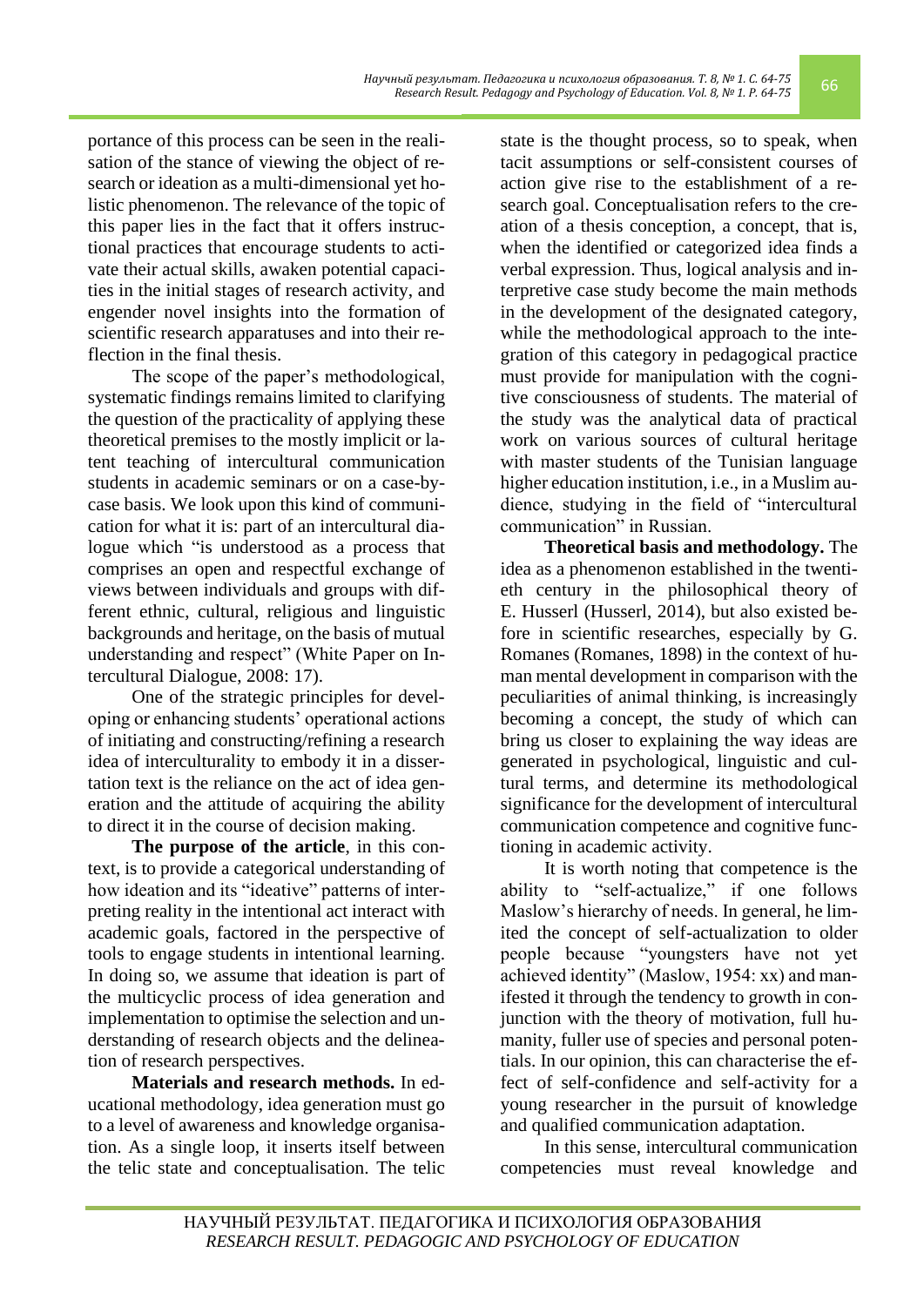portance of this process can be seen in the realisation of the stance of viewing the object of research or ideation as a multi-dimensional yet holistic phenomenon. The relevance of the topic of this paper lies in the fact that it offers instructional practices that encourage students to activate their actual skills, awaken potential capacities in the initial stages of research activity, and engender novel insights into the formation of scientific research apparatuses and into their reflection in the final thesis.

The scope of the paper's methodological, systematic findings remains limited to clarifying the question of the practicality of applying these theoretical premises to the mostly implicit or latent teaching of intercultural communication students in academic seminars or on a case-by-case basis. We look upon this kind of communication for what it is: part of an intercultural dialogue which "is understood as a process that comprises an open and respectful exchange of views between individuals and groups with different ethnic, cultural, religious and linguistic backgrounds and heritage, on the basis of mutual understanding and respect" (White Paper on Intercultural Dialogue, 2008: 17).

One of the strategic principles for developing or enhancing students' operational actions of initiating and constructing/refining a research idea of interculturality to embody it in a dissertation text is the reliance on the act of idea generation and the attitude of acquiring the ability to direct it in the course of decision making.

**The purpose of the article**, in this context, is to provide a categorical understanding of how ideation and its "ideative" patterns of interpreting reality in the intentional act interact with academic goals, factored in the perspective of tools to engage students in intentional learning. In doing so, we assume that ideation is part of the multicyclic process of idea generation and implementation to optimise the selection and understanding of research objects and the delineation of research perspectives.

**Materials and research methods.** In educational methodology, idea generation must go to a level of awareness and knowledge organisation. As a single loop, it inserts itself between the telic state and conceptualisation. The telic state is the thought process, so to speak, when tacit assumptions or self-consistent courses of action give rise to the establishment of a research goal. Conceptualisation refers to the creation of a thesis conception, a concept, that is, when the identified or categorized idea finds a verbal expression. Thus, logical analysis and interpretive case study become the main methods in the development of the designated category, while the methodological approach to the integration of this category in pedagogical practice must provide for manipulation with the cognitive consciousness of students. The material of the study was the analytical data of practical work on various sources of cultural heritage with master students of the Tunisian language higher education institution, i.e., in a Muslim audience, studying in the field of "intercultural communication" in Russian.

**Theoretical basis and methodology.** The idea as a phenomenon established in the twentieth century in the philosophical theory of E. Husserl (Husserl, 2014), but also existed before in scientific researches, especially by G. Romanes (Romanes, 1898) in the context of human mental development in comparison with the peculiarities of animal thinking, is increasingly becoming a concept, the study of which can bring us closer to explaining the way ideas are generated in psychological, linguistic and cultural terms, and determine its methodological significance for the development of intercultural communication competence and cognitive functioning in academic activity.

It is worth noting that competence is the ability to "self-actualize," if one follows Maslow's hierarchy of needs. In general, he limited the concept of self-actualization to older people because "youngsters have not yet achieved identity" (Maslow, 1954: xx) and manifested it through the tendency to growth in conjunction with the theory of motivation, full humanity, fuller use of species and personal potentials. In our opinion, this can characterise the effect of self-confidence and self-activity for a young researcher in the pursuit of knowledge and qualified communication adaptation.

In this sense, intercultural communication competencies must reveal knowledge and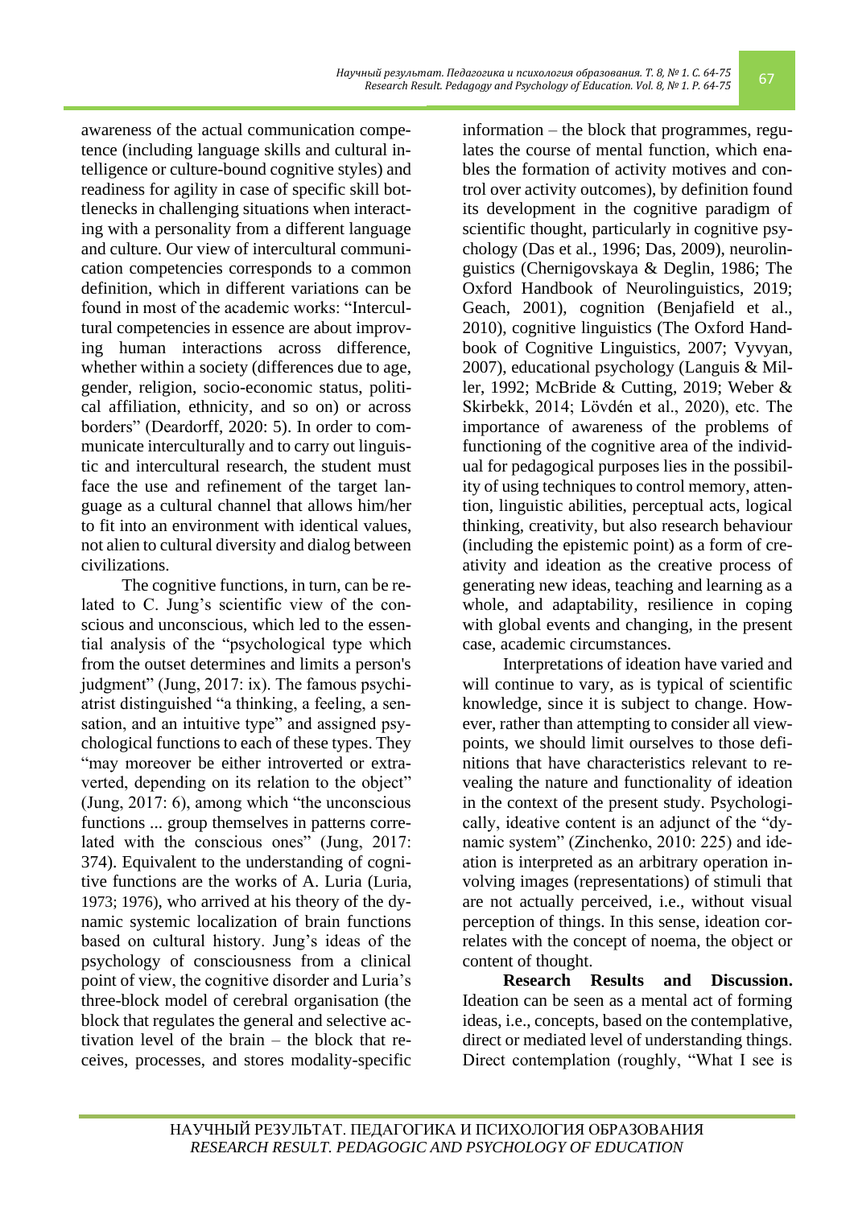awareness of the actual communication competence (including language skills and cultural intelligence or culture-bound cognitive styles) and readiness for agility in case of specific skill bottlenecks in challenging situations when interacting with a personality from a different language and culture. Our view of intercultural communication competencies corresponds to a common definition, which in different variations can be found in most of the academic works: "Intercultural competencies in essence are about improving human interactions across difference, whether within a society (differences due to age, gender, religion, socio-economic status, political affiliation, ethnicity, and so on) or across borders" (Deardorff, 2020: 5). In order to communicate interculturally and to carry out linguistic and intercultural research, the student must face the use and refinement of the target language as a cultural channel that allows him/her to fit into an environment with identical values, not alien to cultural diversity and dialog between civilizations.

The cognitive functions, in turn, can be related to C. Jung's scientific view of the conscious and unconscious, which led to the essential analysis of the "psychological type which from the outset determines and limits a person's judgment" (Jung, 2017: ix). The famous psychiatrist distinguished "a thinking, a feeling, a sensation, and an intuitive type" and assigned psychological functions to each of these types. They "may moreover be either introverted or extraverted, depending on its relation to the object" (Jung, 2017: 6), among which "the unconscious functions ... group themselves in patterns correlated with the conscious ones" (Jung, 2017: 374). Equivalent to the understanding of cognitive functions are the works of A. Luria (Luria, 1973; 1976), who arrived at his theory of the dynamic systemic localization of brain functions based on cultural history. Jung's ideas of the psychology of consciousness from a clinical point of view, the cognitive disorder and Luria's three-block model of cerebral organisation (the block that regulates the general and selective activation level of the brain – the block that receives, processes, and stores modality-specific information – the block that programmes, regulates the course of mental function, which enables the formation of activity motives and control over activity outcomes), by definition found its development in the cognitive paradigm of scientific thought, particularly in cognitive psychology (Das et al., 1996; Das, 2009), neurolinguistics (Chernigovskaya & Deglin, 1986; The Oxford Handbook of Neurolinguistics, 2019; Geach, 2001), cognition (Benjafield et al., 2010), cognitive linguistics (The Oxford Handbook of Cognitive Linguistics, 2007; Vyvyan, 2007), educational psychology (Languis & Miller, 1992; McBride & Cutting, 2019; Weber & Skirbekk, 2014; Lövdén et al., 2020), etc. The importance of awareness of the problems of functioning of the cognitive area of the individual for pedagogical purposes lies in the possibility of using techniques to control memory, attention, linguistic abilities, perceptual acts, logical thinking, creativity, but also research behaviour (including the epistemic point) as a form of creativity and ideation as the creative process of generating new ideas, teaching and learning as a whole, and adaptability, resilience in coping with global events and changing, in the present case, academic circumstances.

Interpretations of ideation have varied and will continue to vary, as is typical of scientific knowledge, since it is subject to change. However, rather than attempting to consider all viewpoints, we should limit ourselves to those definitions that have characteristics relevant to revealing the nature and functionality of ideation in the context of the present study. Psychologically, ideative content is an adjunct of the "dynamic system" (Zinchenko, 2010: 225) and ideation is interpreted as an arbitrary operation involving images (representations) of stimuli that are not actually perceived, i.e., without visual perception of things. In this sense, ideation correlates with the concept of noema, the object or content of thought.

**Research Results and Discussion.** Ideation can be seen as a mental act of forming ideas, i.e., concepts, based on the contemplative, direct or mediated level of understanding things. Direct contemplation (roughly, "What I see is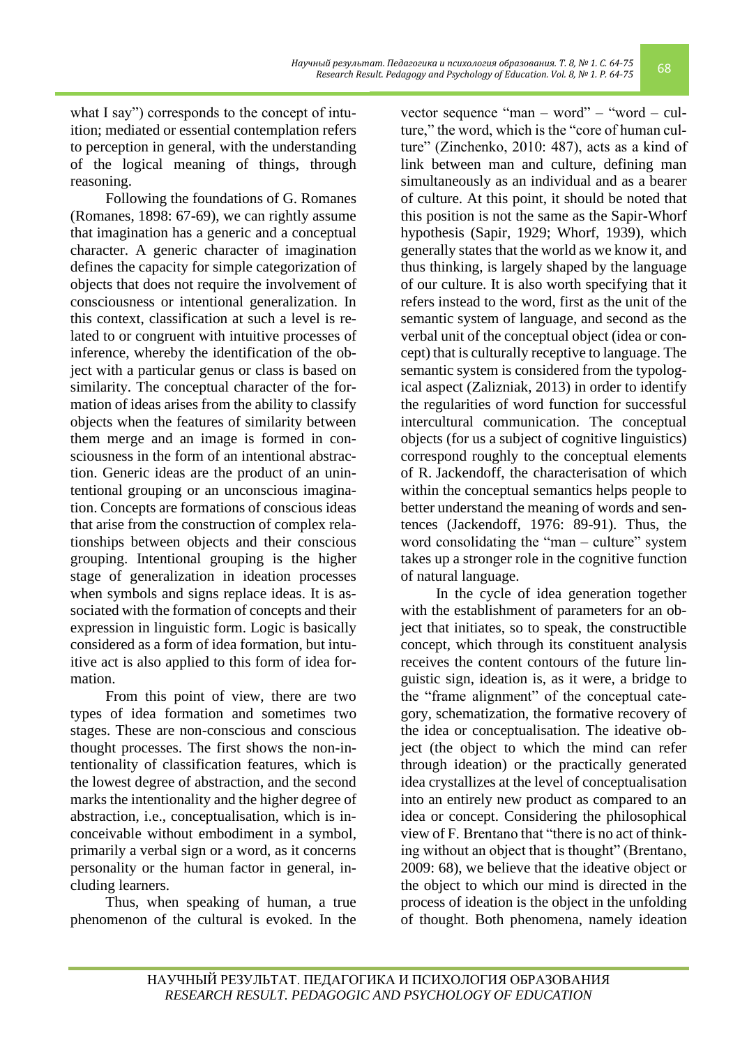what I say") corresponds to the concept of intuition; mediated or essential contemplation refers to perception in general, with the understanding of the logical meaning of things, through reasoning.

Following the foundations of G. Romanes (Romanes, 1898: 67-69), we can rightly assume that imagination has a generic and a conceptual character. A generic character of imagination defines the capacity for simple categorization of objects that does not require the involvement of consciousness or intentional generalization. In this context, classification at such a level is related to or congruent with intuitive processes of inference, whereby the identification of the object with a particular genus or class is based on similarity. The conceptual character of the formation of ideas arises from the ability to classify objects when the features of similarity between them merge and an image is formed in consciousness in the form of an intentional abstraction. Generic ideas are the product of an unintentional grouping or an unconscious imagination. Concepts are formations of conscious ideas that arise from the construction of complex relationships between objects and their conscious grouping. Intentional grouping is the higher stage of generalization in ideation processes when symbols and signs replace ideas. It is associated with the formation of concepts and their expression in linguistic form. Logic is basically considered as a form of idea formation, but intuitive act is also applied to this form of idea formation.

From this point of view, there are two types of idea formation and sometimes two stages. These are non-conscious and conscious thought processes. The first shows the non-intentionality of classification features, which is the lowest degree of abstraction, and the second marks the intentionality and the higher degree of abstraction, i.e., conceptualisation, which is inconceivable without embodiment in a symbol, primarily a verbal sign or a word, as it concerns personality or the human factor in general, including learners.

Thus, when speaking of human, a true phenomenon of the cultural is evoked. In the vector sequence "man – word" – "word – culture," the word, which is the "core of human culture" (Zinchenko, 2010: 487), acts as a kind of link between man and culture, defining man simultaneously as an individual and as a bearer of culture. At this point, it should be noted that this position is not the same as the Sapir-Whorf hypothesis (Sapir, 1929; Whorf, 1939), which generally states that the world as we know it, and thus thinking, is largely shaped by the language of our culture. It is also worth specifying that it refers instead to the word, first as the unit of the semantic system of language, and second as the verbal unit of the conceptual object (idea or concept) that is culturally receptive to language. The semantic system is considered from the typological aspect (Zalizniak, 2013) in order to identify the regularities of word function for successful intercultural communication. The conceptual objects (for us a subject of cognitive linguistics) correspond roughly to the conceptual elements of R. Jackendoff, the characterisation of which within the conceptual semantics helps people to better understand the meaning of words and sentences (Jackendoff, 1976: 89-91). Thus, the word consolidating the "man – culture" system takes up a stronger role in the cognitive function of natural language.

In the cycle of idea generation together with the establishment of parameters for an object that initiates, so to speak, the constructible concept, which through its constituent analysis receives the content contours of the future linguistic sign, ideation is, as it were, a bridge to the "frame alignment" of the conceptual category, schematization, the formative recovery of the idea or conceptualisation. The ideative object (the object to which the mind can refer through ideation) or the practically generated idea crystallizes at the level of conceptualisation into an entirely new product as compared to an idea or concept. Considering the philosophical view of F. Brentano that "there is no act of thinking without an object that is thought" (Brentano, 2009: 68), we believe that the ideative object or the object to which our mind is directed in the process of ideation is the object in the unfolding of thought. Both phenomena, namely ideation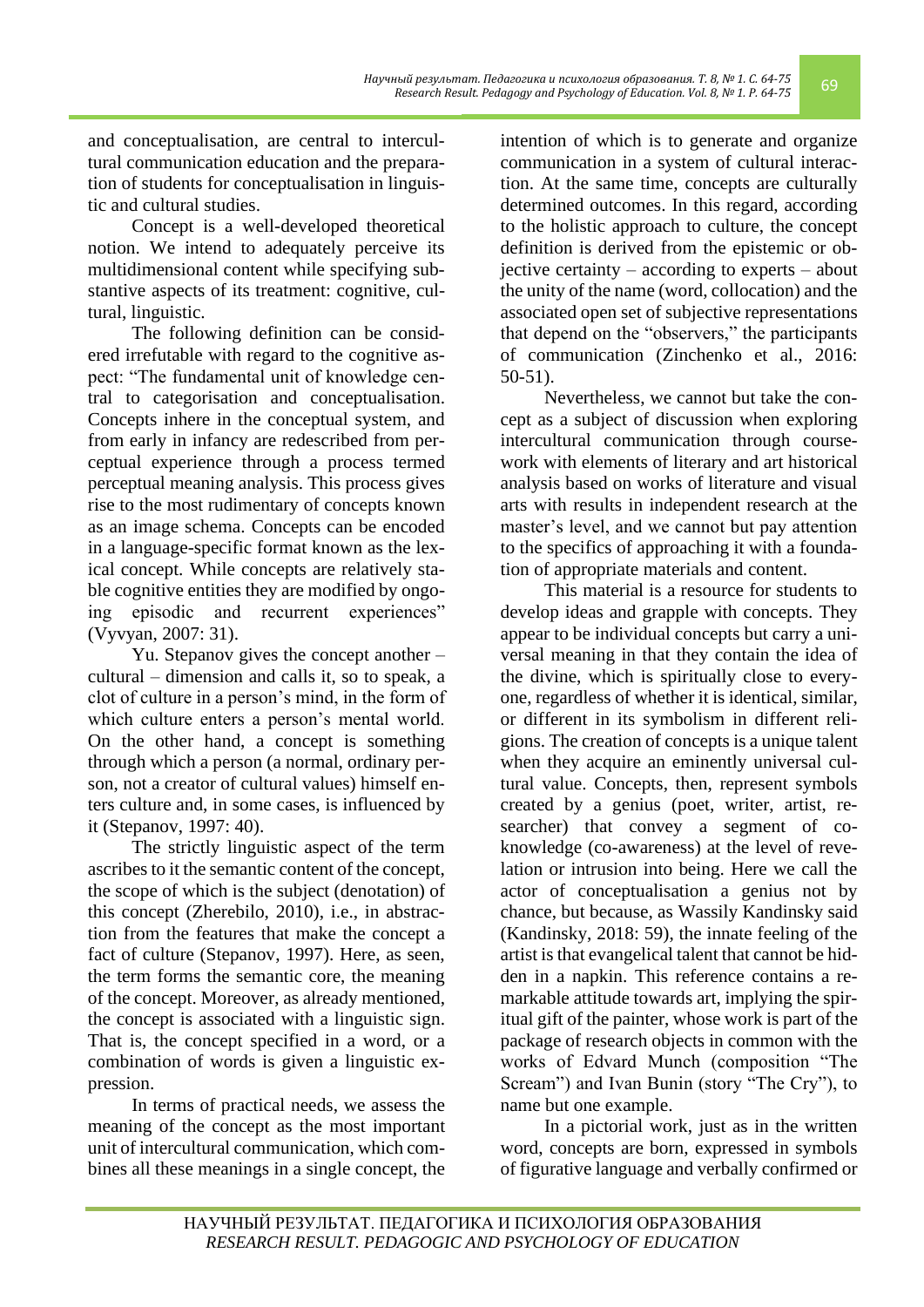and conceptualisation, are central to intercultural communication education and the preparation of students for conceptualisation in linguistic and cultural studies.

Concept is a well-developed theoretical notion. We intend to adequately perceive its multidimensional content while specifying substantive aspects of its treatment: cognitive, cultural, linguistic.

The following definition can be considered irrefutable with regard to the cognitive aspect: "The fundamental unit of knowledge central to categorisation and conceptualisation. Concepts inhere in the conceptual system, and from early in infancy are redescribed from perceptual experience through a process termed perceptual meaning analysis. This process gives rise to the most rudimentary of concepts known as an image schema. Concepts can be encoded in a language-specific format known as the lexical concept. While concepts are relatively stable cognitive entities they are modified by ongoing episodic and recurrent experiences" (Vyvyan, 2007: 31).

Yu. Stepanov gives the concept another – cultural – dimension and calls it, so to speak, a clot of culture in a person's mind, in the form of which culture enters a person's mental world. On the other hand, a concept is something through which a person (a normal, ordinary person, not a creator of cultural values) himself enters culture and, in some cases, is influenced by it (Stepanov, 1997: 40).

The strictly linguistic aspect of the term ascribes to it the semantic content of the concept, the scope of which is the subject (denotation) of this concept (Zherebilo, 2010), i.e., in abstraction from the features that make the concept a fact of culture (Stepanov, 1997). Here, as seen, the term forms the semantic core, the meaning of the concept. Moreover, as already mentioned, the concept is associated with a linguistic sign. That is, the concept specified in a word, or a combination of words is given a linguistic expression.

In terms of practical needs, we assess the meaning of the concept as the most important unit of intercultural communication, which combines all these meanings in a single concept, the intention of which is to generate and organize communication in a system of cultural interaction. At the same time, concepts are culturally determined outcomes. In this regard, according to the holistic approach to culture, the concept definition is derived from the epistemic or objective certainty – according to experts – about the unity of the name (word, collocation) and the associated open set of subjective representations that depend on the "observers," the participants of communication (Zinchenko et al., 2016: 50-51).

Nevertheless, we cannot but take the concept as a subject of discussion when exploring intercultural communication through coursework with elements of literary and art historical analysis based on works of literature and visual arts with results in independent research at the master's level, and we cannot but pay attention to the specifics of approaching it with a foundation of appropriate materials and content.

This material is a resource for students to develop ideas and grapple with concepts. They appear to be individual concepts but carry a universal meaning in that they contain the idea of the divine, which is spiritually close to everyone, regardless of whether it is identical, similar, or different in its symbolism in different religions. The creation of concepts is a unique talent when they acquire an eminently universal cultural value. Concepts, then, represent symbols created by a genius (poet, writer, artist, researcher) that convey a segment of co-knowledge (co-awareness) at the level of revelation or intrusion into being. Here we call the actor of conceptualisation a genius not by chance, but because, as Wassily Kandinsky said (Kandinsky, 2018: 59), the innate feeling of the artist is that evangelical talent that cannot be hidden in a napkin. This reference contains a remarkable attitude towards art, implying the spiritual gift of the painter, whose work is part of the package of research objects in common with the works of Edvard Munch (composition "The Scream") and Ivan Bunin (story "The Cry"), to name but one example.

In a pictorial work, just as in the written word, concepts are born, expressed in symbols of figurative language and verbally confirmed or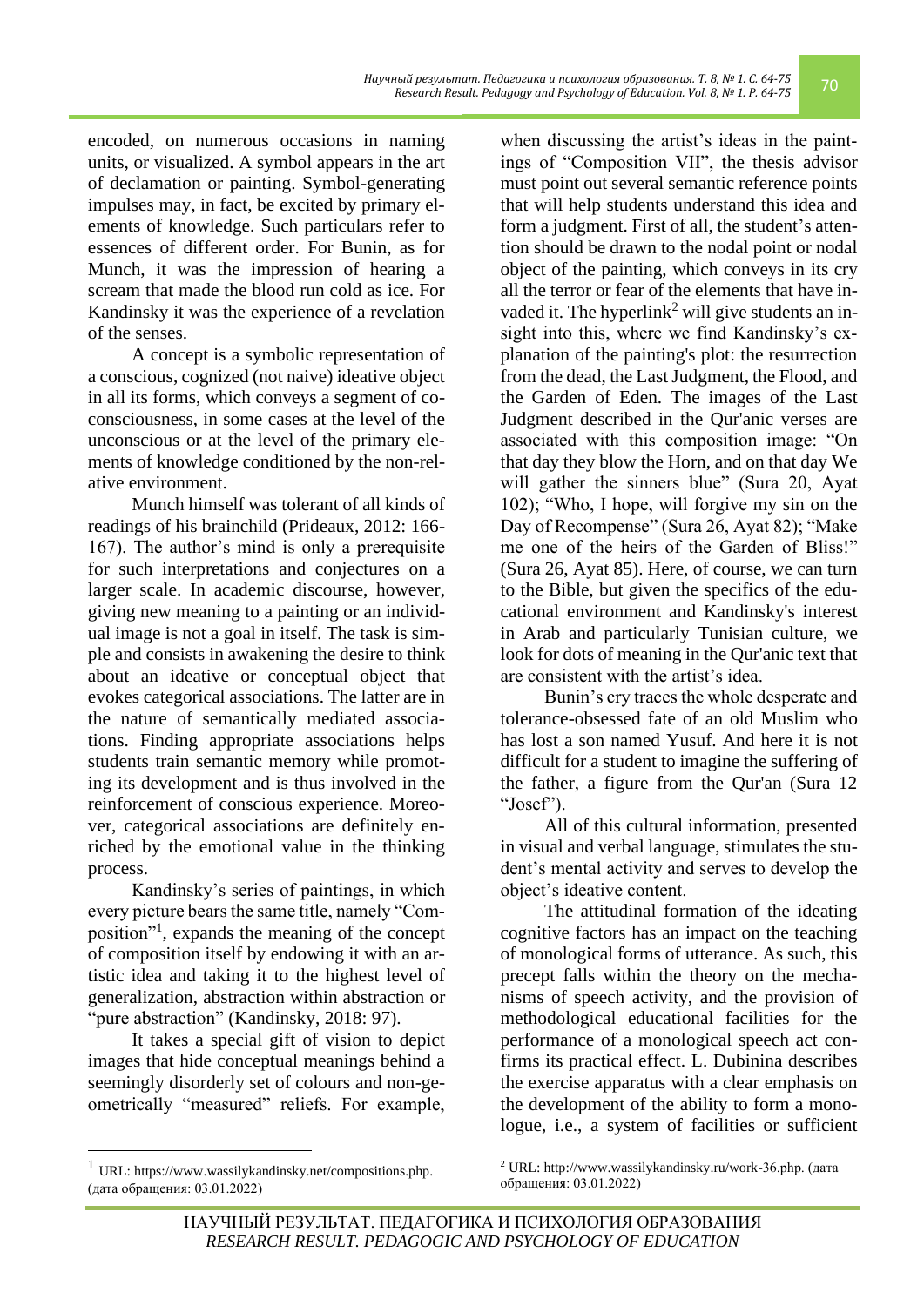encoded, on numerous occasions in naming units, or visualized. A symbol appears in the art of declamation or painting. Symbol-generating impulses may, in fact, be excited by primary elements of knowledge. Such particulars refer to essences of different order. For Bunin, as for Munch, it was the impression of hearing a scream that made the blood run cold as ice. For Kandinsky it was the experience of a revelation of the senses.

A concept is a symbolic representation of a conscious, cognized (not naive) ideative object in all its forms, which conveys a segment of co-consciousness, in some cases at the level of the unconscious or at the level of the primary elements of knowledge conditioned by the non-relative environment.

Munch himself was tolerant of all kinds of readings of his brainchild (Prideaux, 2012: 166-167). The author's mind is only a prerequisite for such interpretations and conjectures on a larger scale. In academic discourse, however, giving new meaning to a painting or an individual image is not a goal in itself. The task is simple and consists in awakening the desire to think about an ideative or conceptual object that evokes categorical associations. The latter are in the nature of semantically mediated associations. Finding appropriate associations helps students train semantic memory while promoting its development and is thus involved in the reinforcement of conscious experience. Moreover, categorical associations are definitely enriched by the emotional value in the thinking process.

Kandinsky's series of paintings, in which every picture bears the same title, namely "Composition"[1], expands the meaning of the concept of composition itself by endowing it with an artistic idea and taking it to the highest level of generalization, abstraction within abstraction or "pure abstraction" (Kandinsky, 2018: 97).

It takes a special gift of vision to depict images that hide conceptual meanings behind a seemingly disorderly set of colours and non-geometrically "measured" reliefs. For example, when discussing the artist's ideas in the paintings of "Composition VII", the thesis advisor must point out several semantic reference points that will help students understand this idea and form a judgment. First of all, the student's attention should be drawn to the nodal point or nodal object of the painting, which conveys in its cry all the terror or fear of the elements that have invaded it. The hyperlink[2] will give students an insight into this, where we find Kandinsky's explanation of the painting's plot: the resurrection from the dead, the Last Judgment, the Flood, and the Garden of Eden. The images of the Last Judgment described in the Qur'anic verses are associated with this composition image: "On that day they blow the Horn, and on that day We will gather the sinners blue" (Sura 20, Ayat 102); "Who, I hope, will forgive my sin on the Day of Recompense" (Sura 26, Ayat 82); "Make me one of the heirs of the Garden of Bliss!" (Sura 26, Ayat 85). Here, of course, we can turn to the Bible, but given the specifics of the educational environment and Kandinsky's interest in Arab and particularly Tunisian culture, we look for dots of meaning in the Qur'anic text that are consistent with the artist's idea.

Bunin's cry traces the whole desperate and tolerance-obsessed fate of an old Muslim who has lost a son named Yusuf. And here it is not difficult for a student to imagine the suffering of the father, a figure from the Qur'an (Sura 12 "Josef").

All of this cultural information, presented in visual and verbal language, stimulates the student's mental activity and serves to develop the object's ideative content.

The attitudinal formation of the ideating cognitive factors has an impact on the teaching of monological forms of utterance. As such, this precept falls within the theory on the mechanisms of speech activity, and the provision of methodological educational facilities for the performance of a monological speech act confirms its practical effect. L. Dubinina describes the exercise apparatus with a clear emphasis on the development of the ability to form a monologue, i.e., a system of facilities or sufficient

---

[1] URL: https://www.wassilykandinsky.net/compositions.php. (дата обращения: 03.01.2022)

[2] URL: http://www.wassilykandinsky.ru/work-36.php. (дата обращения: 03.01.2022)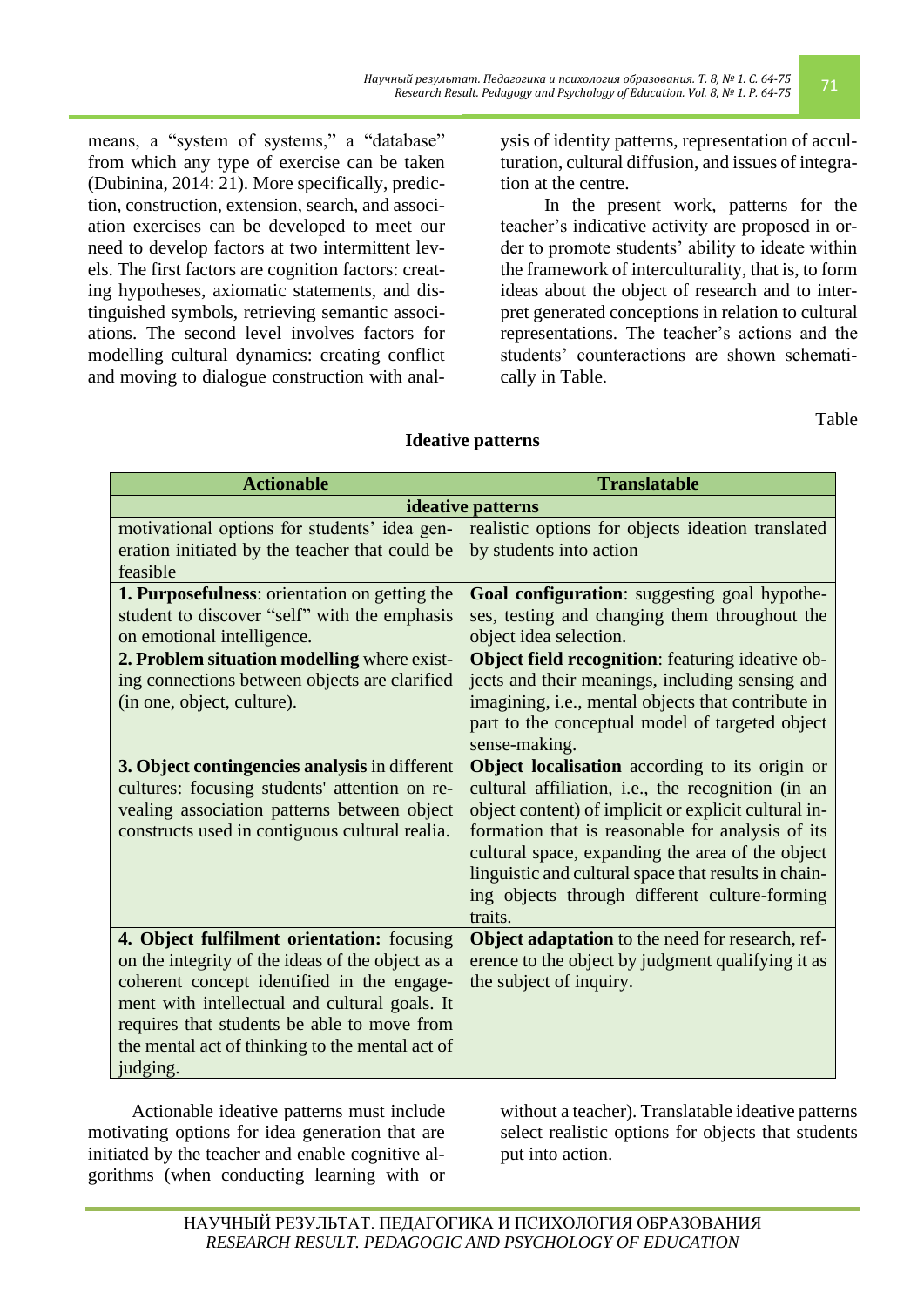means, a "system of systems," a "database" from which any type of exercise can be taken (Dubinina, 2014: 21). More specifically, prediction, construction, extension, search, and association exercises can be developed to meet our need to develop factors at two intermittent levels. The first factors are cognition factors: creating hypotheses, axiomatic statements, and distinguished symbols, retrieving semantic associations. The second level involves factors for modelling cultural dynamics: creating conflict and moving to dialogue construction with analysis of identity patterns, representation of acculturation, cultural diffusion, and issues of integration at the centre.

In the present work, patterns for the teacher's indicative activity are proposed in order to promote students' ability to ideate within the framework of interculturality, that is, to form ideas about the object of research and to interpret generated conceptions in relation to cultural representations. The teacher's actions and the students' counteractions are shown schematically in Table.

Table

**Ideative patterns**

| Actionable | Translatable |
|---|---|
| **ideative patterns** | |
| motivational options for students' idea generation initiated by the teacher that could be feasible | realistic options for objects ideation translated by students into action |
| **1. Purposefulness**: orientation on getting the student to discover "self" with the emphasis on emotional intelligence. | **Goal configuration**: suggesting goal hypotheses, testing and changing them throughout the object idea selection. |
| **2. Problem situation modelling** where existing connections between objects are clarified (in one, object, culture). | **Object field recognition**: featuring ideative objects and their meanings, including sensing and imagining, i.e., mental objects that contribute in part to the conceptual model of targeted object sense-making. |
| **3. Object contingencies analysis** in different cultures: focusing students' attention on revealing association patterns between object constructs used in contiguous cultural realia. | **Object localisation** according to its origin or cultural affiliation, i.e., the recognition (in an object content) of implicit or explicit cultural information that is reasonable for analysis of its cultural space, expanding the area of the object linguistic and cultural space that results in chaining objects through different culture-forming traits. |
| **4. Object fulfilment orientation:** focusing on the integrity of the ideas of the object as a coherent concept identified in the engagement with intellectual and cultural goals. It requires that students be able to move from the mental act of thinking to the mental act of judging. | **Object adaptation** to the need for research, reference to the object by judgment qualifying it as the subject of inquiry. |

Actionable ideative patterns must include motivating options for idea generation that are initiated by the teacher and enable cognitive algorithms (when conducting learning with or without a teacher). Translatable ideative patterns select realistic options for objects that students put into action.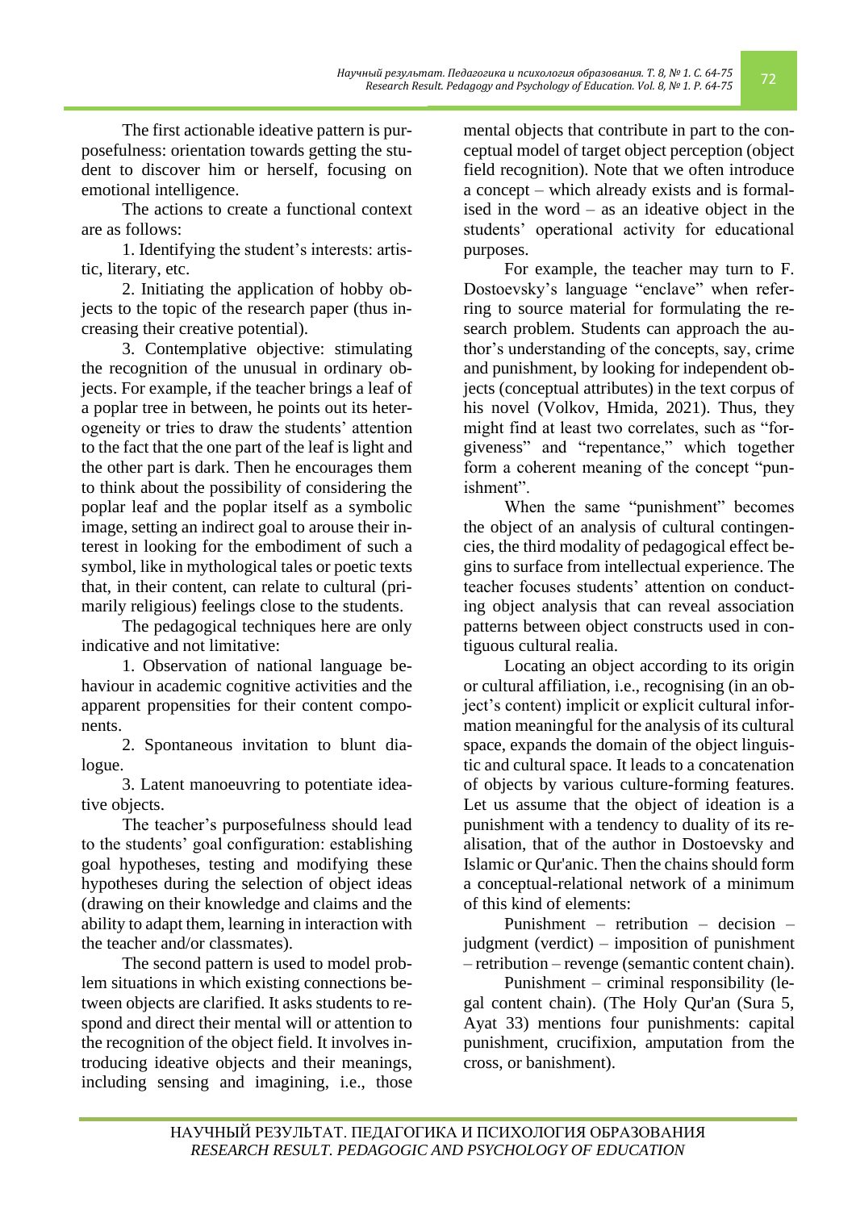The first actionable ideative pattern is purposefulness: orientation towards getting the student to discover him or herself, focusing on emotional intelligence.

The actions to create a functional context are as follows:

1. Identifying the student's interests: artistic, literary, etc.

2. Initiating the application of hobby objects to the topic of the research paper (thus increasing their creative potential).

3. Contemplative objective: stimulating the recognition of the unusual in ordinary objects. For example, if the teacher brings a leaf of a poplar tree in between, he points out its heterogeneity or tries to draw the students' attention to the fact that the one part of the leaf is light and the other part is dark. Then he encourages them to think about the possibility of considering the poplar leaf and the poplar itself as a symbolic image, setting an indirect goal to arouse their interest in looking for the embodiment of such a symbol, like in mythological tales or poetic texts that, in their content, can relate to cultural (primarily religious) feelings close to the students.

The pedagogical techniques here are only indicative and not limitative:

1. Observation of national language behaviour in academic cognitive activities and the apparent propensities for their content components.

2. Spontaneous invitation to blunt dialogue.

3. Latent manoeuvring to potentiate ideative objects.

The teacher's purposefulness should lead to the students' goal configuration: establishing goal hypotheses, testing and modifying these hypotheses during the selection of object ideas (drawing on their knowledge and claims and the ability to adapt them, learning in interaction with the teacher and/or classmates).

The second pattern is used to model problem situations in which existing connections between objects are clarified. It asks students to respond and direct their mental will or attention to the recognition of the object field. It involves introducing ideative objects and their meanings, including sensing and imagining, i.e., those mental objects that contribute in part to the conceptual model of target object perception (object field recognition). Note that we often introduce a concept – which already exists and is formalised in the word – as an ideative object in the students' operational activity for educational purposes.

For example, the teacher may turn to F. Dostoevsky's language "enclave" when referring to source material for formulating the research problem. Students can approach the author's understanding of the concepts, say, crime and punishment, by looking for independent objects (conceptual attributes) in the text corpus of his novel (Volkov, Hmida, 2021). Thus, they might find at least two correlates, such as "forgiveness" and "repentance," which together form a coherent meaning of the concept "punishment".

When the same "punishment" becomes the object of an analysis of cultural contingencies, the third modality of pedagogical effect begins to surface from intellectual experience. The teacher focuses students' attention on conducting object analysis that can reveal association patterns between object constructs used in contiguous cultural realia.

Locating an object according to its origin or cultural affiliation, i.e., recognising (in an object's content) implicit or explicit cultural information meaningful for the analysis of its cultural space, expands the domain of the object linguistic and cultural space. It leads to a concatenation of objects by various culture-forming features. Let us assume that the object of ideation is a punishment with a tendency to duality of its realisation, that of the author in Dostoevsky and Islamic or Qur'anic. Then the chains should form a conceptual-relational network of a minimum of this kind of elements:

Punishment – retribution – decision – judgment (verdict) – imposition of punishment – retribution – revenge (semantic content chain).

Punishment – criminal responsibility (legal content chain). (The Holy Qur'an (Sura 5, Ayat 33) mentions four punishments: capital punishment, crucifixion, amputation from the cross, or banishment).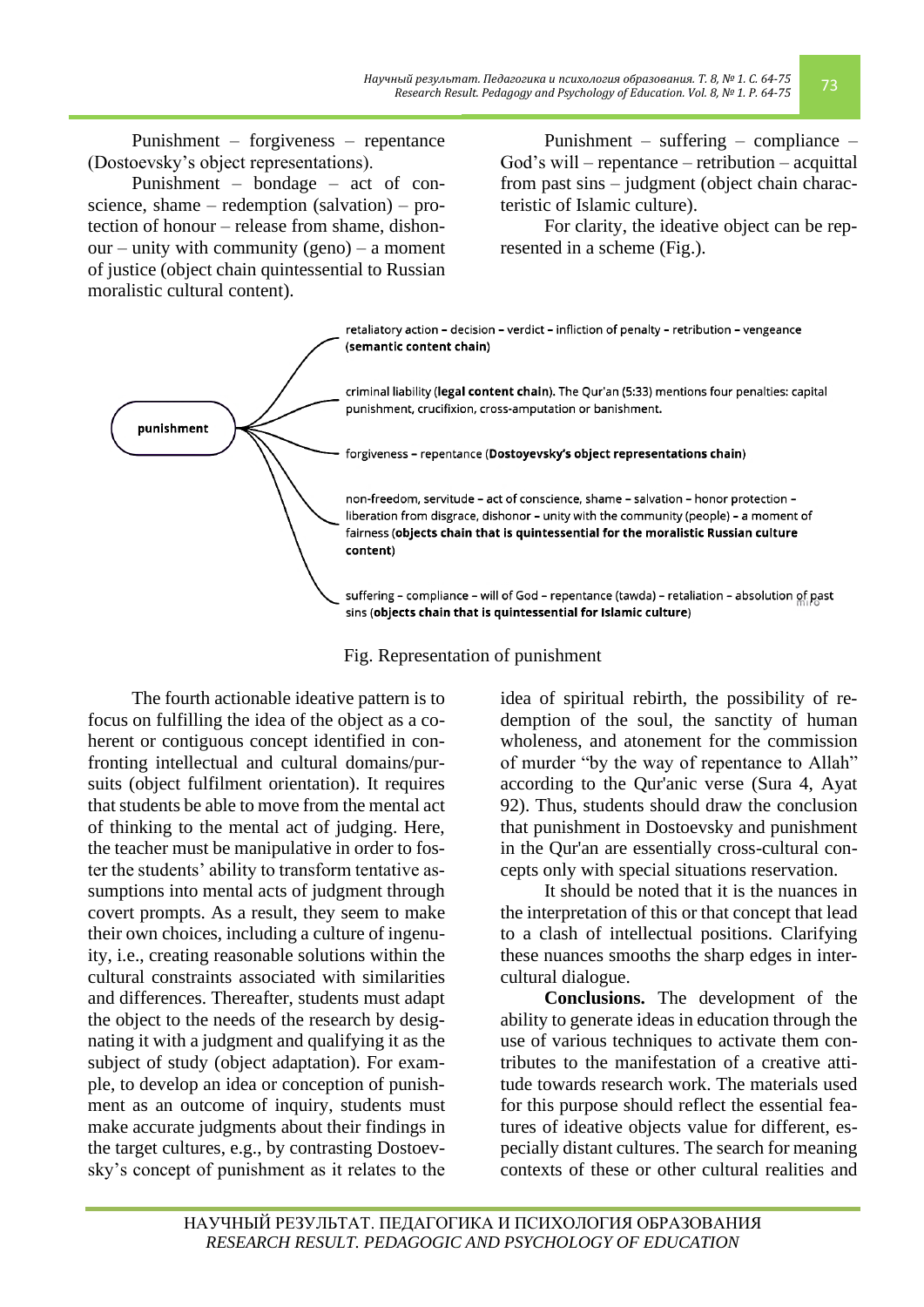Punishment – forgiveness – repentance (Dostoevsky's object representations).

Punishment – bondage – act of conscience, shame – redemption (salvation) – protection of honour – release from shame, dishonour – unity with community (geno) – a moment of justice (object chain quintessential to Russian moralistic cultural content).

Punishment – suffering – compliance – God's will – repentance – retribution – acquittal from past sins – judgment (object chain characteristic of Islamic culture).

For clarity, the ideative object can be represented in a scheme (Fig.).

**punishment**

- retaliatory action – decision – verdict – infliction of penalty – retribution – vengeance (**semantic content chain**)
- criminal liability (**legal content chain**). The Qur'an (5:33) mentions four penalties: capital punishment, crucifixion, cross-amputation or banishment.
- forgiveness – repentance (**Dostoyevsky's object representations chain**)
- non-freedom, servitude – act of conscience, shame – salvation – honor protection – liberation from disgrace, dishonor – unity with the community (people) – a moment of fairness (**objects chain that is quintessential for the moralistic Russian culture content**)
- suffering – compliance – will of God – repentance (tawda) – retaliation – absolution of past sins (**objects chain that is quintessential for Islamic culture**)

Fig. Representation of punishment

The fourth actionable ideative pattern is to focus on fulfilling the idea of the object as a coherent or contiguous concept identified in confronting intellectual and cultural domains/pursuits (object fulfilment orientation). It requires that students be able to move from the mental act of thinking to the mental act of judging. Here, the teacher must be manipulative in order to foster the students' ability to transform tentative assumptions into mental acts of judgment through covert prompts. As a result, they seem to make their own choices, including a culture of ingenuity, i.e., creating reasonable solutions within the cultural constraints associated with similarities and differences. Thereafter, students must adapt the object to the needs of the research by designating it with a judgment and qualifying it as the subject of study (object adaptation). For example, to develop an idea or conception of punishment as an outcome of inquiry, students must make accurate judgments about their findings in the target cultures, e.g., by contrasting Dostoevsky's concept of punishment as it relates to the idea of spiritual rebirth, the possibility of redemption of the soul, the sanctity of human wholeness, and atonement for the commission of murder "by the way of repentance to Allah" according to the Qur'anic verse (Sura 4, Ayat 92). Thus, students should draw the conclusion that punishment in Dostoevsky and punishment in the Qur'an are essentially cross-cultural concepts only with special situations reservation.

It should be noted that it is the nuances in the interpretation of this or that concept that lead to a clash of intellectual positions. Clarifying these nuances smooths the sharp edges in intercultural dialogue.

**Conclusions.** The development of the ability to generate ideas in education through the use of various techniques to activate them contributes to the manifestation of a creative attitude towards research work. The materials used for this purpose should reflect the essential features of ideative objects value for different, especially distant cultures. The search for meaning contexts of these or other cultural realities and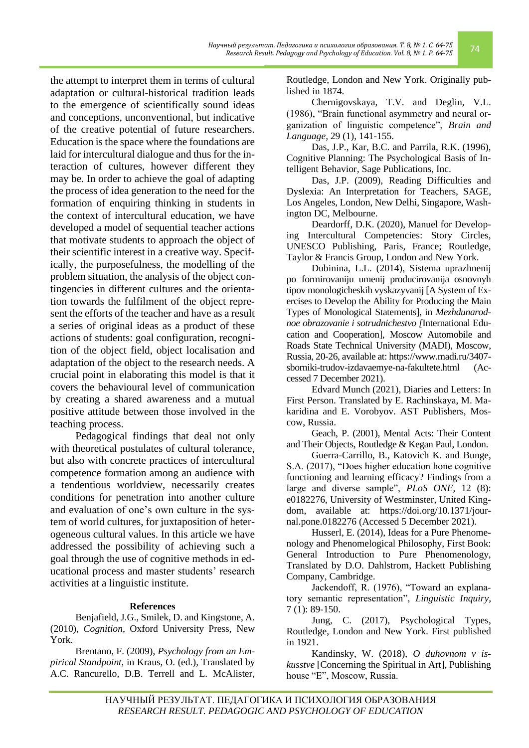the attempt to interpret them in terms of cultural adaptation or cultural-historical tradition leads to the emergence of scientifically sound ideas and conceptions, unconventional, but indicative of the creative potential of future researchers. Education is the space where the foundations are laid for intercultural dialogue and thus for the interaction of cultures, however different they may be. In order to achieve the goal of adapting the process of idea generation to the need for the formation of enquiring thinking in students in the context of intercultural education, we have developed a model of sequential teacher actions that motivate students to approach the object of their scientific interest in a creative way. Specifically, the purposefulness, the modelling of the problem situation, the analysis of the object contingencies in different cultures and the orientation towards the fulfilment of the object represent the efforts of the teacher and have as a result a series of original ideas as a product of these actions of students: goal configuration, recognition of the object field, object localisation and adaptation of the object to the research needs. A crucial point in elaborating this model is that it covers the behavioural level of communication by creating a shared awareness and a mutual positive attitude between those involved in the teaching process.

Pedagogical findings that deal not only with theoretical postulates of cultural tolerance, but also with concrete practices of intercultural competence formation among an audience with a tendentious worldview, necessarily creates conditions for penetration into another culture and evaluation of one's own culture in the system of world cultures, for juxtaposition of heterogeneous cultural values. In this article we have addressed the possibility of achieving such a goal through the use of cognitive methods in educational process and master students' research activities at a linguistic institute.

**References**

Benjafield, J.G., Smilek, D. and Kingstone, A. (2010), *Cognition*, Oxford University Press, New York.

Brentano, F. (2009), *Psychology from an Empirical Standpoint*, in Kraus, O. (ed.), Translated by A.C. Rancurello, D.B. Terrell and L. McAlister, Routledge, London and New York. Originally published in 1874.

Chernigovskaya, T.V. and Deglin, V.L. (1986), "Brain functional asymmetry and neural organization of linguistic competence", *Brain and Language*, 29 (1), 141-155.

Das, J.P., Kar, B.C. and Parrila, R.K. (1996), Cognitive Planning: The Psychological Basis of Intelligent Behavior, Sage Publications, Inc.

Das, J.P. (2009), Reading Difficulties and Dyslexia: An Interpretation for Teachers, SAGE, Los Angeles, London, New Delhi, Singapore, Washington DC, Melbourne.

Deardorff, D.K. (2020), Manuel for Developing Intercultural Competencies: Story Circles, UNESCO Publishing, Paris, France; Routledge, Taylor & Francis Group, London and New York.

Dubinina, L.L. (2014), Sistema uprazhnenij po formirovaniju umenij producirovanija osnovnyh tipov monologicheskih vyskazyvanij [A System of Exercises to Develop the Ability for Producing the Main Types of Monological Statements], in *Mezhdunarodnoe obrazovanie i sotrudnichestvo [*International Education and Cooperation], Moscow Automobile and Roads State Technical University (MADI), Moscow, Russia, 20-26, available at: https://www.madi.ru/3407-sborniki-trudov-izdavaemye-na-fakultete.html (Accessed 7 December 2021).

Edvard Munch (2021), Diaries and Letters: In First Person. Translated by E. Rachinskaya, M. Makaridina and E. Vorobyov. AST Publishers, Moscow, Russia.

Geach, P. (2001), Mental Acts: Their Content and Their Objects, Routledge & Kegan Paul, London.

Guerra-Carrillo, B., Katovich K. and Bunge, S.A. (2017), "Does higher education hone cognitive functioning and learning efficacy? Findings from a large and diverse sample", *PLoS ONE*, 12 (8): e0182276, University of Westminster, United Kingdom, available at: https://doi.org/10.1371/journal.pone.0182276 (Accessed 5 December 2021).

Husserl, E. (2014), Ideas for a Pure Phenomenology and Phenomelogical Philosophy, First Book: General Introduction to Pure Phenomenology, Translated by D.O. Dahlstrom, Hackett Publishing Company, Cambridge.

Jackendoff, R. (1976), "Toward an explanatory semantic representation", *Linguistic Inquiry*, 7 (1): 89-150.

Jung, C. (2017), Psychological Types, Routledge, London and New York. First published in 1921.

Kandinsky, W. (2018), *O duhovnom v iskusstve* [Concerning the Spiritual in Art], Publishing house "E", Moscow, Russia.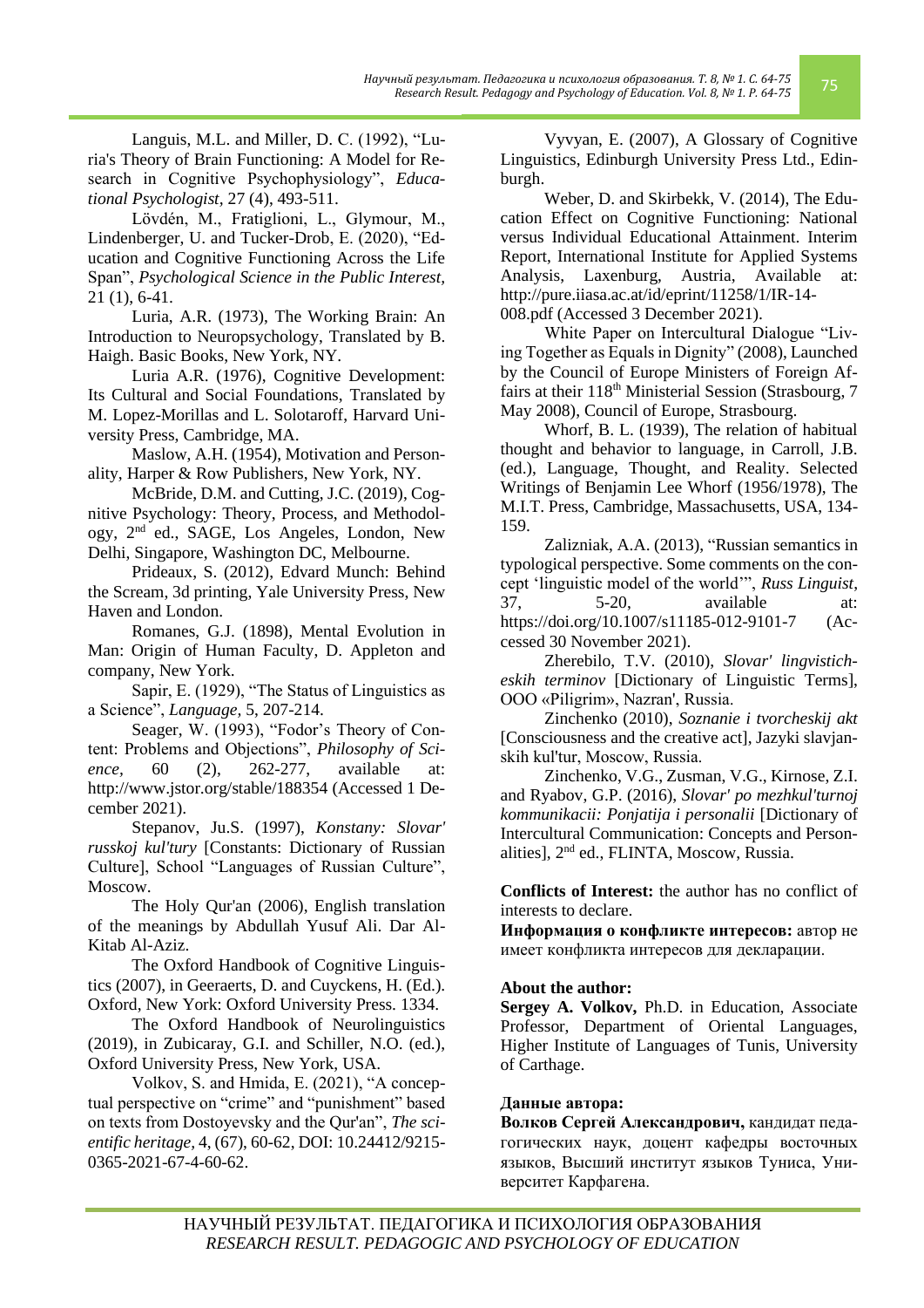Languis, M.L. and Miller, D. C. (1992), "Luria's Theory of Brain Functioning: A Model for Research in Cognitive Psychophysiology", *Educational Psychologist*, 27 (4), 493-511.

Lövdén, M., Fratiglioni, L., Glymour, M., Lindenberger, U. and Tucker-Drob, E. (2020), "Education and Cognitive Functioning Across the Life Span", *Psychological Science in the Public Interest*, 21 (1), 6-41.

Luria, A.R. (1973), The Working Brain: An Introduction to Neuropsychology, Translated by B. Haigh. Basic Books, New York, NY.

Luria A.R. (1976), Cognitive Development: Its Cultural and Social Foundations, Translated by M. Lopez-Morillas and L. Solotaroff, Harvard University Press, Cambridge, MA.

Maslow, A.H. (1954), Motivation and Personality, Harper & Row Publishers, New York, NY.

McBride, D.M. and Cutting, J.C. (2019), Cognitive Psychology: Theory, Process, and Methodology, 2nd ed., SAGE, Los Angeles, London, New Delhi, Singapore, Washington DC, Melbourne.

Prideaux, S. (2012), Edvard Munch: Behind the Scream, 3d printing, Yale University Press, New Haven and London.

Romanes, G.J. (1898), Mental Evolution in Man: Origin of Human Faculty, D. Appleton and company, New York.

Sapir, E. (1929), "The Status of Linguistics as a Science", *Language,* 5, 207-214.

Seager, W. (1993), "Fodor's Theory of Content: Problems and Objections", *Philosophy of Science,* 60 (2), 262-277, available at: http://www.jstor.org/stable/188354 (Accessed 1 December 2021).

Stepanov, Ju.S. (1997), *Konstany: Slovar' russkoj kul'tury* [Constants: Dictionary of Russian Culture], School "Languages of Russian Culture", Moscow.

The Holy Qur'an (2006), English translation of the meanings by Abdullah Yusuf Ali. Dar Al-Kitab Al-Aziz.

The Oxford Handbook of Cognitive Linguistics (2007), in Geeraerts, D. and Cuyckens, H. (Ed.). Oxford, New York: Oxford University Press. 1334.

The Oxford Handbook of Neurolinguistics (2019), in Zubicaray, G.I. and Schiller, N.O. (ed.), Oxford University Press, New York, USA.

Volkov, S. and Hmida, E. (2021), "A conceptual perspective on "crime" and "punishment" based on texts from Dostoyevsky and the Qur'an", *The scientific heritage,* 4, (67), 60-62, DOI: 10.24412/9215-0365-2021-67-4-60-62.

Vyvyan, E. (2007), A Glossary of Cognitive Linguistics, Edinburgh University Press Ltd., Edinburgh.

Weber, D. and Skirbekk, V. (2014), The Education Effect on Cognitive Functioning: National versus Individual Educational Attainment. Interim Report, International Institute for Applied Systems Analysis, Laxenburg, Austria, Available at: http://pure.iiasa.ac.at/id/eprint/11258/1/IR-14-008.pdf (Accessed 3 December 2021).

White Paper on Intercultural Dialogue "Living Together as Equals in Dignity" (2008), Launched by the Council of Europe Ministers of Foreign Affairs at their 118th Ministerial Session (Strasbourg, 7 May 2008), Council of Europe, Strasbourg.

Whorf, B. L. (1939), The relation of habitual thought and behavior to language, in Carroll, J.B. (ed.), Language, Thought, and Reality. Selected Writings of Benjamin Lee Whorf (1956/1978), The M.I.T. Press, Cambridge, Massachusetts, USA, 134-159.

Zalizniak, A.A. (2013), "Russian semantics in typological perspective. Some comments on the concept 'linguistic model of the world'", *Russ Linguist*, 37, 5-20, available at: https://doi.org/10.1007/s11185-012-9101-7 (Accessed 30 November 2021).

Zherebilo, T.V. (2010), *Slovar' lingvisticheskih terminov* [Dictionary of Linguistic Terms], OOO «Piligrim», Nazran', Russia.

Zinchenko (2010), *Soznanie i tvorcheskij akt* [Consciousness and the creative act], Jazyki slavjanskih kul'tur, Moscow, Russia.

Zinchenko, V.G., Zusman, V.G., Kirnose, Z.I. and Ryabov, G.P. (2016), *Slovar' po mezhkul'turnoj kommunikacii: Ponjatija i personalii* [Dictionary of Intercultural Communication: Concepts and Personalities], 2nd ed., FLINTA, Moscow, Russia.

**Conflicts of Interest:** the author has no conflict of interests to declare.

**Информация о конфликте интересов:** автор не имеет конфликта интересов для декларации.

**About the author:**

**Sergey A. Volkov,** Ph.D. in Education, Associate Professor, Department of Oriental Languages, Higher Institute of Languages of Tunis, University of Carthage.

**Данные автора:**

**Волков Сергей Александрович,** кандидат педагогических наук, доцент кафедры восточных языков, Высший институт языков Туниса, Университет Карфагена.